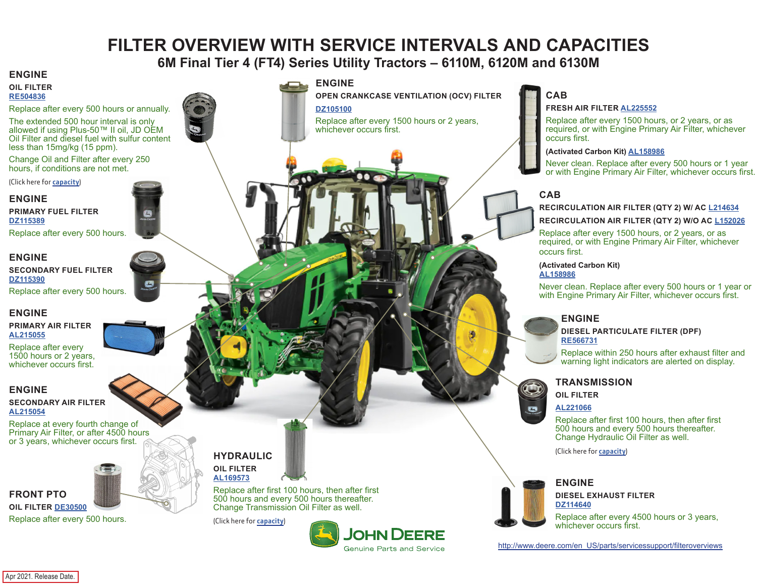# FILTER OVERVIEW WITH SERVICE INTERVALS AND CAPACITIES

## 6M Final Tier 4 (FT4) Series Utility Tractors – 6110M, 6120M and 6130M

### ENGINE

**OIL FILTER**
RE504836

Replace after every 500 hours or annually.

The extended 500 hour interval is only allowed if using Plus-50™ II oil, JD OEM Oil Filter and diesel fuel with sulfur content less than 15mg/kg (15 ppm).

Change Oil and Filter after every 250 hours, if conditions are not met.

(Click here for capacity)

### ENGINE

**PRIMARY FUEL FILTER**
DZ115389

Replace after every 500 hours.

### ENGINE

**SECONDARY FUEL FILTER**
DZ115390

Replace after every 500 hours.

### ENGINE

**PRIMARY AIR FILTER**
AL215055

Replace after every 1500 hours or 2 years, whichever occurs first.

### ENGINE

**SECONDARY AIR FILTER**
AL215054

Replace at every fourth change of Primary Air Filter, or after 4500 hours or 3 years, whichever occurs first.

### FRONT PTO

**OIL FILTER** DE30500

Replace after every 500 hours.

### ENGINE

**OPEN CRANKCASE VENTILATION (OCV) FILTER**
DZ105100

Replace after every 1500 hours or 2 years, whichever occurs first.

### HYDRAULIC

**OIL FILTER**
AL169573

Replace after first 100 hours, then after first 500 hours and every 500 hours thereafter. Change Transmission Oil Filter as well.

(Click here for capacity)

### CAB

**FRESH AIR FILTER** AL225552

Replace after every 1500 hours, or 2 years, or as required, or with Engine Primary Air Filter, whichever occurs first.

**(Activated Carbon Kit)** AL158986

Never clean. Replace after every 500 hours or 1 year or with Engine Primary Air Filter, whichever occurs first.

### CAB

**RECIRCULATION AIR FILTER (QTY 2) W/ AC** L214634
**RECIRCULATION AIR FILTER (QTY 2) W/O AC** L152026

Replace after every 1500 hours, or 2 years, or as required, or with Engine Primary Air Filter, whichever occurs first.

**(Activated Carbon Kit)**
AL158986

Never clean. Replace after every 500 hours or 1 year or with Engine Primary Air Filter, whichever occurs first.

### ENGINE

**DIESEL PARTICULATE FILTER (DPF)**
RE566731

Replace within 250 hours after exhaust filter and warning light indicators are alerted on display.

### TRANSMISSION

**OIL FILTER**
AL221066

Replace after first 100 hours, then after first 500 hours and every 500 hours thereafter. Change Hydraulic Oil Filter as well.

(Click here for capacity)

### ENGINE

**DIESEL EXHAUST FILTER**
DZ114640

Replace after every 4500 hours or 3 years, whichever occurs first.

JOHN DEERE
Genuine Parts and Service

http://www.deere.com/en_US/parts/servicessupport/filteroverviews

Apr 2021. Release Date.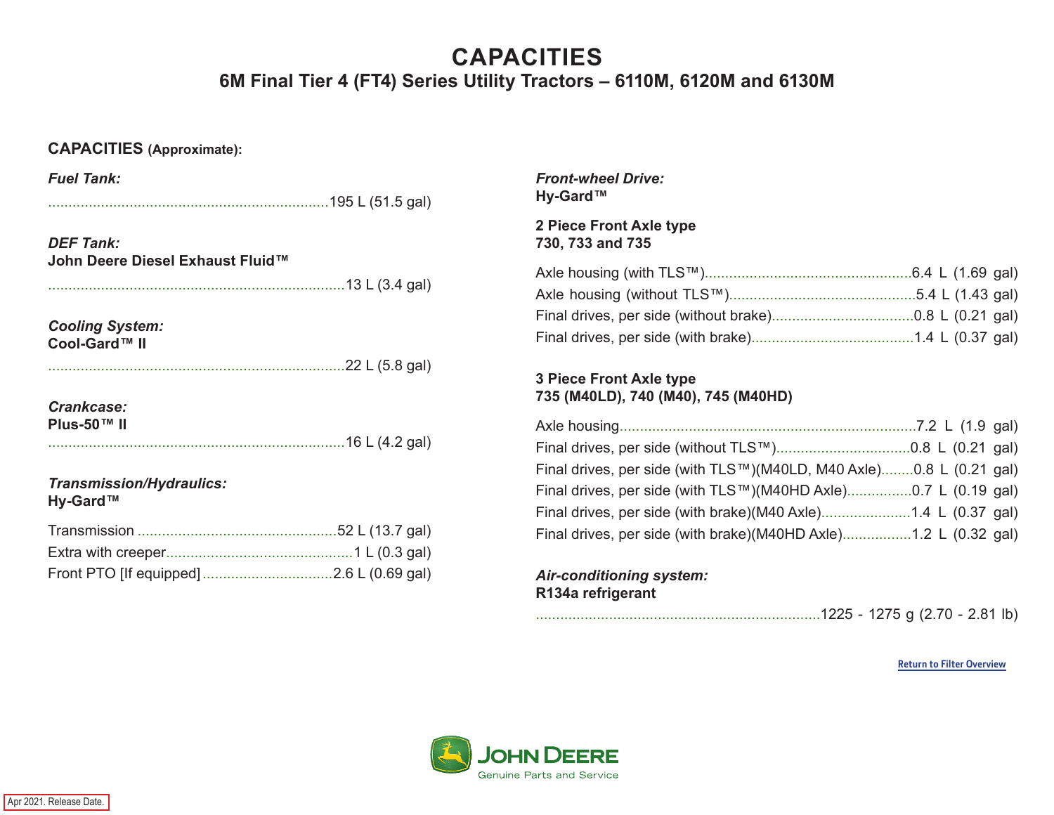# CAPACITIES

## 6M Final Tier 4 (FT4) Series Utility Tractors – 6110M, 6120M and 6130M

**CAPACITIES** **(Approximate):**

***Fuel Tank:***

.....................................................................195 L (51.5 gal)

***DEF Tank:***
**John Deere Diesel Exhaust Fluid™**

.........................................................................13 L (3.4 gal)

***Cooling System:***
**Cool-Gard™ II**

.........................................................................22 L (5.8 gal)

***Crankcase:***
**Plus-50™ II**

.........................................................................16 L (4.2 gal)

***Transmission/Hydraulics:***
**Hy-Gard™**

Transmission .................................................52 L (13.7 gal)
Extra with creeper..............................................1 L (0.3 gal)
Front PTO [If equipped]................................2.6 L (0.69 gal)

***Front-wheel Drive:***
**Hy-Gard™**

**2 Piece Front Axle type**
**730, 733 and 735**

Axle housing (with TLS™)...................................................6.4 L (1.69 gal)
Axle housing (without TLS™).............................................5.4 L (1.43 gal)
Final drives, per side (without brake)...................................0.8 L (0.21 gal)
Final drives, per side (with brake)........................................1.4 L (0.37 gal)

**3 Piece Front Axle type**
**735 (M40LD), 740 (M40), 745 (M40HD)**

Axle housing.........................................................................7.2 L (1.9 gal)
Final drives, per side (without TLS™)................................0.8 L (0.21 gal)
Final drives, per side (with TLS™)(M40LD, M40 Axle)........0.8 L (0.21 gal)
Final drives, per side (with TLS™)(M40HD Axle)................0.7 L (0.19 gal)
Final drives, per side (with brake)(M40 Axle)......................1.4 L (0.37 gal)
Final drives, per side (with brake)(M40HD Axle).................1.2 L (0.32 gal)

***Air-conditioning system:***
**R134a refrigerant**

......................................................................1225 - 1275 g (2.70 - 2.81 lb)

Return to Filter Overview

JOHN DEERE
Genuine Parts and Service

Apr 2021. Release Date.